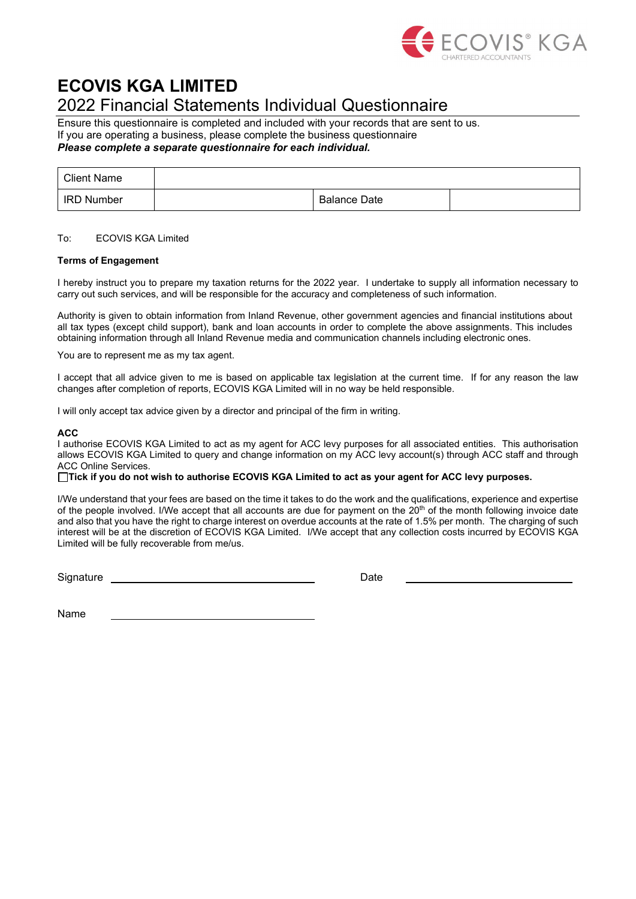# ECOVIS KGA LIMITED

## 2022 Financial Statements Individual Questionnaire

Ensure this questionnaire is completed and included with your records that are sent to us.
If you are operating a business, please complete the business questionnaire
***Please complete a separate questionnaire for each individual.***

| | | | |
|---|---|---|---|
| Client Name | | | |
| IRD Number | | Balance Date | |

To: ECOVIS KGA Limited

**Terms of Engagement**

I hereby instruct you to prepare my taxation returns for the 2022 year. I undertake to supply all information necessary to carry out such services, and will be responsible for the accuracy and completeness of such information.

Authority is given to obtain information from Inland Revenue, other government agencies and financial institutions about all tax types (except child support), bank and loan accounts in order to complete the above assignments. This includes obtaining information through all Inland Revenue media and communication channels including electronic ones.

You are to represent me as my tax agent.

I accept that all advice given to me is based on applicable tax legislation at the current time. If for any reason the law changes after completion of reports, ECOVIS KGA Limited will in no way be held responsible.

I will only accept tax advice given by a director and principal of the firm in writing.

**ACC**
I authorise ECOVIS KGA Limited to act as my agent for ACC levy purposes for all associated entities. This authorisation allows ECOVIS KGA Limited to query and change information on my ACC levy account(s) through ACC staff and through ACC Online Services.
☐ **Tick if you do not wish to authorise ECOVIS KGA Limited to act as your agent for ACC levy purposes.**

I/We understand that your fees are based on the time it takes to do the work and the qualifications, experience and expertise of the people involved. I/We accept that all accounts are due for payment on the 20th of the month following invoice date and also that you have the right to charge interest on overdue accounts at the rate of 1.5% per month. The charging of such interest will be at the discretion of ECOVIS KGA Limited. I/We accept that any collection costs incurred by ECOVIS KGA Limited will be fully recoverable from me/us.

Signature ______________________ Date ______________________

Name ______________________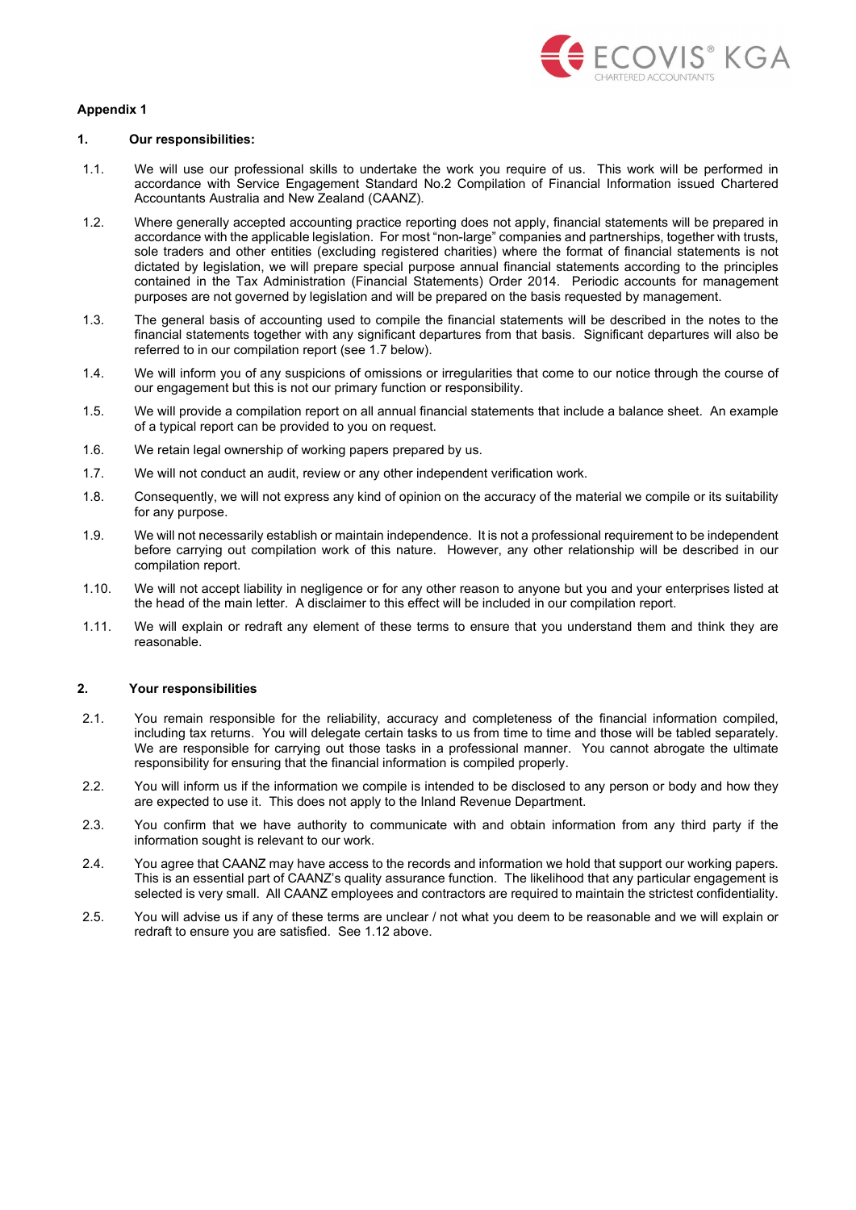**Appendix 1**

**1. Our responsibilities:**

1.1. We will use our professional skills to undertake the work you require of us. This work will be performed in accordance with Service Engagement Standard No.2 Compilation of Financial Information issued Chartered Accountants Australia and New Zealand (CAANZ).

1.2. Where generally accepted accounting practice reporting does not apply, financial statements will be prepared in accordance with the applicable legislation. For most "non-large" companies and partnerships, together with trusts, sole traders and other entities (excluding registered charities) where the format of financial statements is not dictated by legislation, we will prepare special purpose annual financial statements according to the principles contained in the Tax Administration (Financial Statements) Order 2014. Periodic accounts for management purposes are not governed by legislation and will be prepared on the basis requested by management.

1.3. The general basis of accounting used to compile the financial statements will be described in the notes to the financial statements together with any significant departures from that basis. Significant departures will also be referred to in our compilation report (see 1.7 below).

1.4. We will inform you of any suspicions of omissions or irregularities that come to our notice through the course of our engagement but this is not our primary function or responsibility.

1.5. We will provide a compilation report on all annual financial statements that include a balance sheet. An example of a typical report can be provided to you on request.

1.6. We retain legal ownership of working papers prepared by us.

1.7. We will not conduct an audit, review or any other independent verification work.

1.8. Consequently, we will not express any kind of opinion on the accuracy of the material we compile or its suitability for any purpose.

1.9. We will not necessarily establish or maintain independence. It is not a professional requirement to be independent before carrying out compilation work of this nature. However, any other relationship will be described in our compilation report.

1.10. We will not accept liability in negligence or for any other reason to anyone but you and your enterprises listed at the head of the main letter. A disclaimer to this effect will be included in our compilation report.

1.11. We will explain or redraft any element of these terms to ensure that you understand them and think they are reasonable.

**2. Your responsibilities**

2.1. You remain responsible for the reliability, accuracy and completeness of the financial information compiled, including tax returns. You will delegate certain tasks to us from time to time and those will be tabled separately. We are responsible for carrying out those tasks in a professional manner. You cannot abrogate the ultimate responsibility for ensuring that the financial information is compiled properly.

2.2. You will inform us if the information we compile is intended to be disclosed to any person or body and how they are expected to use it. This does not apply to the Inland Revenue Department.

2.3. You confirm that we have authority to communicate with and obtain information from any third party if the information sought is relevant to our work.

2.4. You agree that CAANZ may have access to the records and information we hold that support our working papers. This is an essential part of CAANZ's quality assurance function. The likelihood that any particular engagement is selected is very small. All CAANZ employees and contractors are required to maintain the strictest confidentiality.

2.5. You will advise us if any of these terms are unclear / not what you deem to be reasonable and we will explain or redraft to ensure you are satisfied. See 1.12 above.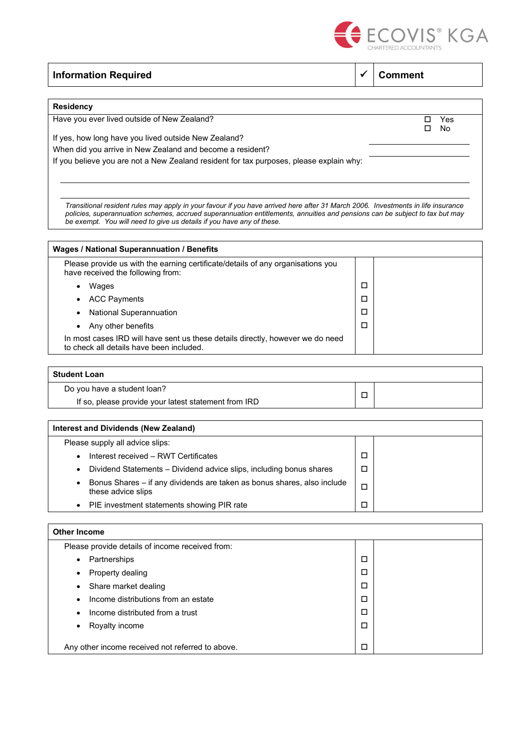| Information Required | ✔ | Comment |
|---|---|---|

| Residency | | |
|---|---|---|
| Have you ever lived outside of New Zealand? | ☐ Yes ☐ No | |
| If yes, how long have you lived outside New Zealand? | | |
| When did you arrive in New Zealand and become a resident? | | |
| If you believe you are not a New Zealand resident for tax purposes, please explain why: | | |

*Transitional resident rules may apply in your favour if you have arrived here after 31 March 2006. Investments in life insurance policies, superannuation schemes, accrued superannuation entitlements, annuities and pensions can be subject to tax but may be exempt. You will need to give us details if you have any of these.*

| Wages / National Superannuation / Benefits | | |
|---|---|---|
| Please provide us with the earning certificate/details of any organisations you have received the following from: | | |
| • Wages | ☐ | |
| • ACC Payments | ☐ | |
| • National Superannuation | ☐ | |
| • Any other benefits | ☐ | |
| In most cases IRD will have sent us these details directly, however we do need to check all details have been included. | | |

| Student Loan | | |
|---|---|---|
| Do you have a student loan? If so, please provide your latest statement from IRD | ☐ | |

| Interest and Dividends (New Zealand) | | |
|---|---|---|
| Please supply all advice slips: | | |
| • Interest received – RWT Certificates | ☐ | |
| • Dividend Statements – Dividend advice slips, including bonus shares | ☐ | |
| • Bonus Shares – if any dividends are taken as bonus shares, also include these advice slips | ☐ | |
| • PIE investment statements showing PIR rate | ☐ | |

| Other Income | | |
|---|---|---|
| Please provide details of income received from: | | |
| • Partnerships | ☐ | |
| • Property dealing | ☐ | |
| • Share market dealing | ☐ | |
| • Income distributions from an estate | ☐ | |
| • Income distributed from a trust | ☐ | |
| • Royalty income | ☐ | |
| Any other income received not referred to above. | ☐ | |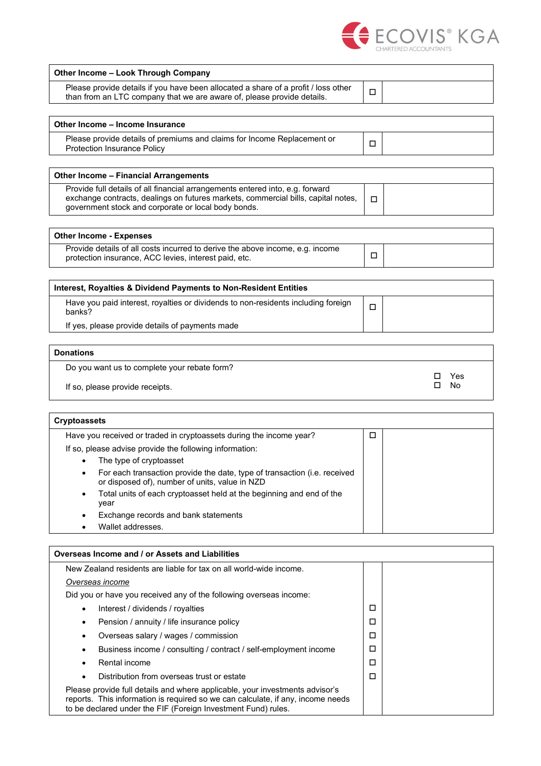| Other Income – Look Through Company | | |
|---|---|---|
| Please provide details if you have been allocated a share of a profit / loss other than from an LTC company that we are aware of, please provide details. | ☐ | |

| Other Income – Income Insurance | | |
|---|---|---|
| Please provide details of premiums and claims for Income Replacement or Protection Insurance Policy | ☐ | |

| Other Income – Financial Arrangements | | |
|---|---|---|
| Provide full details of all financial arrangements entered into, e.g. forward exchange contracts, dealings on futures markets, commercial bills, capital notes, government stock and corporate or local body bonds. | ☐ | |

| Other Income - Expenses | | |
|---|---|---|
| Provide details of all costs incurred to derive the above income, e.g. income protection insurance, ACC levies, interest paid, etc. | ☐ | |

| Interest, Royalties & Dividend Payments to Non-Resident Entities | | |
|---|---|---|
| Have you paid interest, royalties or dividends to non-residents including foreign banks?<br><br>If yes, please provide details of payments made | ☐ | |

| Donations | |
|---|---|
| Do you want us to complete your rebate form?<br><br>If so, please provide receipts. | ☐ Yes<br>☐ No |

| Cryptoassets | | |
|---|---|---|
| Have you received or traded in cryptoassets during the income year? | ☐ | |
| If so, please advise provide the following information:<br>• The type of cryptoasset<br>• For each transaction provide the date, type of transaction (i.e. received or disposed of), number of units, value in NZD<br>• Total units of each cryptoasset held at the beginning and end of the year<br>• Exchange records and bank statements<br>• Wallet addresses. | | |

| Overseas Income and / or Assets and Liabilities | | |
|---|---|---|
| New Zealand residents are liable for tax on all world-wide income. | | |
| *Overseas income* | | |
| Did you or have you received any of the following overseas income: | | |
| • Interest / dividends / royalties | ☐ | |
| • Pension / annuity / life insurance policy | ☐ | |
| • Overseas salary / wages / commission | ☐ | |
| • Business income / consulting / contract / self-employment income | ☐ | |
| • Rental income | ☐ | |
| • Distribution from overseas trust or estate | ☐ | |
| Please provide full details and where applicable, your investments advisor's reports. This information is required so we can calculate, if any, income needs to be declared under the FIF (Foreign Investment Fund) rules. | | |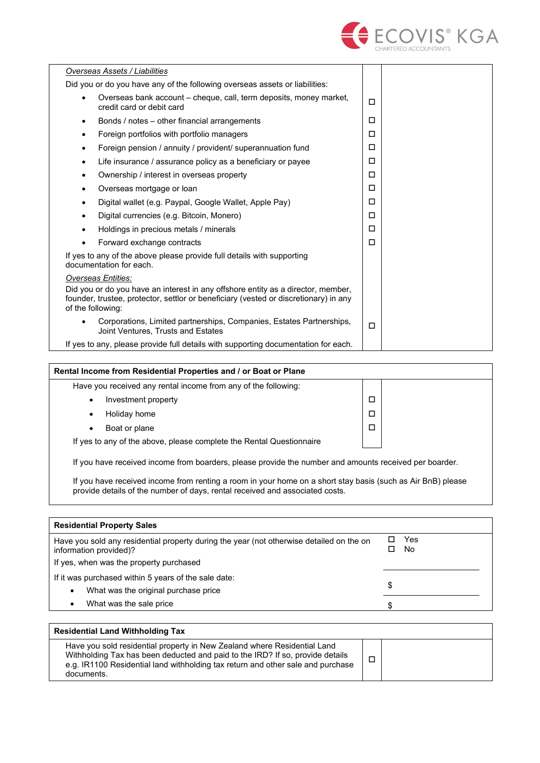| | | |
|---|---|---|
| *Overseas Assets / Liabilities* | | |
| Did you or do you have any of the following overseas assets or liabilities: | | |
| • Overseas bank account – cheque, call, term deposits, money market, credit card or debit card | ☐ | |
| • Bonds / notes – other financial arrangements | ☐ | |
| • Foreign portfolios with portfolio managers | ☐ | |
| • Foreign pension / annuity / provident/ superannuation fund | ☐ | |
| • Life insurance / assurance policy as a beneficiary or payee | ☐ | |
| • Ownership / interest in overseas property | ☐ | |
| • Overseas mortgage or loan | ☐ | |
| • Digital wallet (e.g. Paypal, Google Wallet, Apple Pay) | ☐ | |
| • Digital currencies (e.g. Bitcoin, Monero) | ☐ | |
| • Holdings in precious metals / minerals | ☐ | |
| • Forward exchange contracts | ☐ | |
| If yes to any of the above please provide full details with supporting documentation for each. | | |
| *Overseas Entities:* | | |
| Did you or do you have an interest in any offshore entity as a director, member, founder, trustee, protector, settlor or beneficiary (vested or discretionary) in any of the following: | | |
| • Corporations, Limited partnerships, Companies, Estates Partnerships, Joint Ventures, Trusts and Estates | ☐ | |
| If yes to any, please provide full details with supporting documentation for each. | | |

| **Rental Income from Residential Properties and / or Boat or Plane** | | |
|---|---|---|
| Have you received any rental income from any of the following: | | |
| • Investment property | ☐ | |
| • Holiday home | ☐ | |
| • Boat or plane | ☐ | |
| If yes to any of the above, please complete the Rental Questionnaire | | |

If you have received income from boarders, please provide the number and amounts received per boarder.

If you have received income from renting a room in your home on a short stay basis (such as Air BnB) please provide details of the number of days, rental received and associated costs.

| **Residential Property Sales** | |
|---|---|
| Have you sold any residential property during the year (not otherwise detailed on the on information provided)? | ☐ Yes<br>☐ No |
| If yes, when was the property purchased | |
| If it was purchased within 5 years of the sale date: | |
| • What was the original purchase price | $ |
| • What was the sale price | $ |

| **Residential Land Withholding Tax** | | |
|---|---|---|
| Have you sold residential property in New Zealand where Residential Land Withholding Tax has been deducted and paid to the IRD? If so, provide details e.g. IR1100 Residential land withholding tax return and other sale and purchase documents. | ☐ | |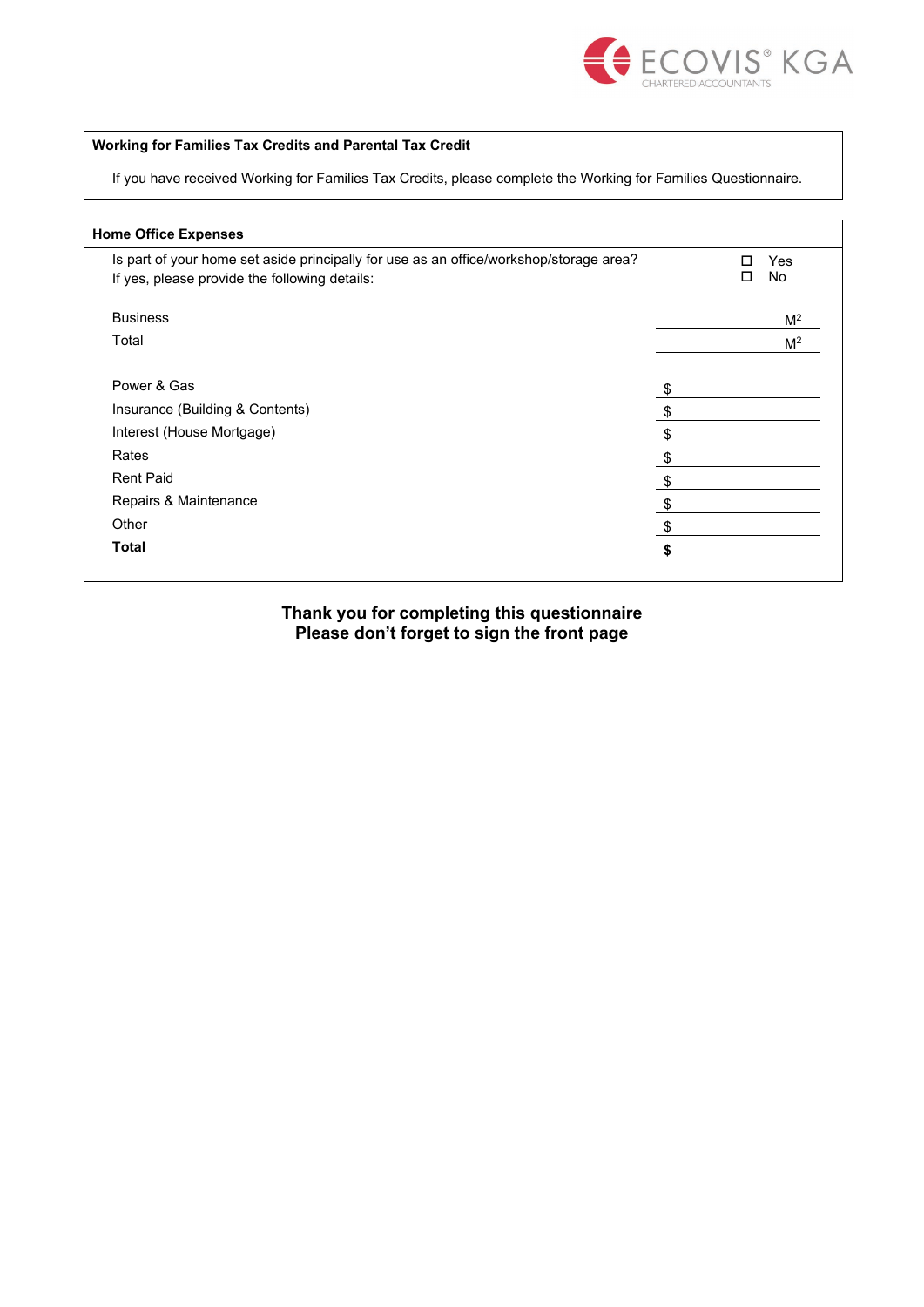## Working for Families Tax Credits and Parental Tax Credit

If you have received Working for Families Tax Credits, please complete the Working for Families Questionnaire.

## Home Office Expenses

Is part of your home set aside principally for use as an office/workshop/storage area?
If yes, please provide the following details:

☐ Yes
☐ No

| | |
|---|---|
| Business | $M^2$ |
| Total | $M^2$ |

| | |
|---|---|
| Power & Gas | $ |
| Insurance (Building & Contents) | $ |
| Interest (House Mortgage) | $ |
| Rates | $ |
| Rent Paid | $ |
| Repairs & Maintenance | $ |
| Other | $ |
| **Total** | **$** |

**Thank you for completing this questionnaire**
**Please don't forget to sign the front page**